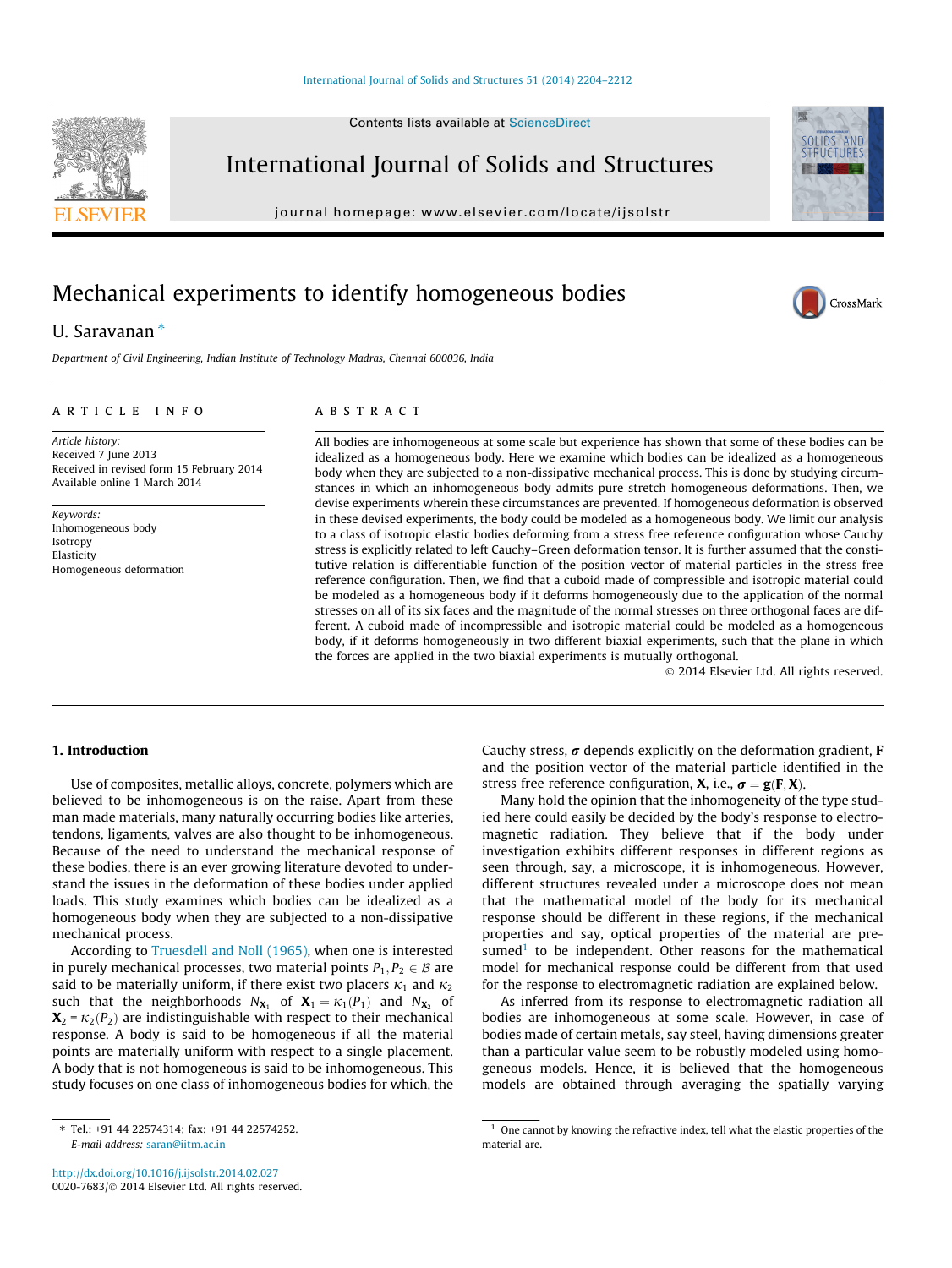# Mechanical experiments to identify homogeneous bodies

U. Saravanan *

*Department of Civil Engineering, Indian Institute of Technology Madras, Chennai 600036, India*

---

**ARTICLE INFO**

*Article history:*
Received 7 June 2013
Received in revised form 15 February 2014
Available online 1 March 2014

*Keywords:*
Inhomogeneous body
Isotropy
Elasticity
Homogeneous deformation

**ABSTRACT**

All bodies are inhomogeneous at some scale but experience has shown that some of these bodies can be idealized as a homogeneous body. Here we examine which bodies can be idealized as a homogeneous body when they are subjected to a non-dissipative mechanical process. This is done by studying circumstances in which an inhomogeneous body admits pure stretch homogeneous deformations. Then, we devise experiments wherein these circumstances are prevented. If homogeneous deformation is observed in these devised experiments, the body could be modeled as a homogeneous body. We limit our analysis to a class of isotropic elastic bodies deforming from a stress free reference configuration whose Cauchy stress is explicitly related to left Cauchy–Green deformation tensor. It is further assumed that the constitutive relation is differentiable function of the position vector of material particles in the stress free reference configuration. Then, we find that a cuboid made of compressible and isotropic material could be modeled as a homogeneous body if it deforms homogeneously due to the application of the normal stresses on all of its six faces and the magnitude of the normal stresses on three orthogonal faces are different. A cuboid made of incompressible and isotropic material could be modeled as a homogeneous body, if it deforms homogeneously in two different biaxial experiments, such that the plane in which the forces are applied in the two biaxial experiments is mutually orthogonal.

© 2014 Elsevier Ltd. All rights reserved.

---

## 1. Introduction

Use of composites, metallic alloys, concrete, polymers which are believed to be inhomogeneous is on the raise. Apart from these man made materials, many naturally occurring bodies like arteries, tendons, ligaments, valves are also thought to be inhomogeneous. Because of the need to understand the mechanical response of these bodies, there is an ever growing literature devoted to understand the issues in the deformation of these bodies under applied loads. This study examines which bodies can be idealized as a homogeneous body when they are subjected to a non-dissipative mechanical process.

According to Truesdell and Noll (1965), when one is interested in purely mechanical processes, two material points $P_1, P_2 \in \mathcal{B}$ are said to be materially uniform, if there exist two placers $\kappa_1$ and $\kappa_2$ such that the neighborhoods $N_{\mathbf{X}_1}$ of $\mathbf{X}_1 = \kappa_1(P_1)$ and $N_{\mathbf{X}_2}$ of $\mathbf{X}_2 = \kappa_2(P_2)$ are indistinguishable with respect to their mechanical response. A body is said to be homogeneous if all the material points are materially uniform with respect to a single placement. A body that is not homogeneous is said to be inhomogeneous. This study focuses on one class of inhomogeneous bodies for which, the Cauchy stress, $\boldsymbol{\sigma}$ depends explicitly on the deformation gradient, $\mathbf{F}$ and the position vector of the material particle identified in the stress free reference configuration, $\mathbf{X}$, i.e., $\boldsymbol{\sigma} = \mathbf{g}(\mathbf{F}, \mathbf{X})$.

Many hold the opinion that the inhomogeneity of the type studied here could easily be decided by the body's response to electromagnetic radiation. They believe that if the body under investigation exhibits different responses in different regions as seen through, say, a microscope, it is inhomogeneous. However, different structures revealed under a microscope does not mean that the mathematical model of the body for its mechanical response should be different in these regions, if the mechanical properties and say, optical properties of the material are presumed[1] to be independent. Other reasons for the mathematical model for mechanical response could be different from that used for the response to electromagnetic radiation are explained below.

As inferred from its response to electromagnetic radiation all bodies are inhomogeneous at some scale. However, in case of bodies made of certain metals, say steel, having dimensions greater than a particular value seem to be robustly modeled using homogeneous models. Hence, it is believed that the homogeneous models are obtained through averaging the spatially varying

---

* Tel.: +91 44 22574314; fax: +91 44 22574252.
*E-mail address:* saran@iitm.ac.in

[1] One cannot by knowing the refractive index, tell what the elastic properties of the material are.

http://dx.doi.org/10.1016/j.ijsolstr.2014.02.027
0020-7683/© 2014 Elsevier Ltd. All rights reserved.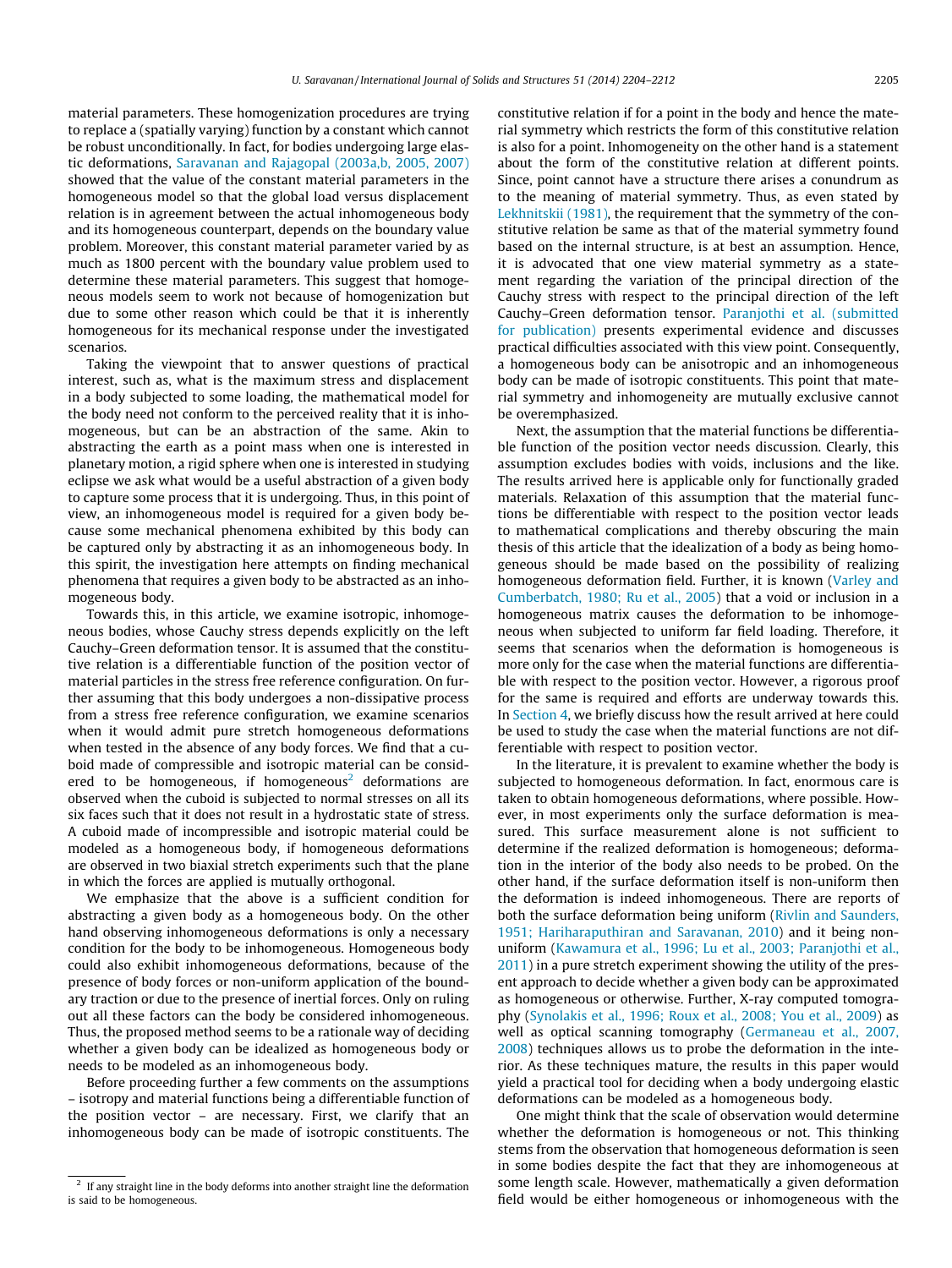material parameters. These homogenization procedures are trying to replace a (spatially varying) function by a constant which cannot be robust unconditionally. In fact, for bodies undergoing large elastic deformations, Saravanan and Rajagopal (2003a,b, 2005, 2007) showed that the value of the constant material parameters in the homogeneous model so that the global load versus displacement relation is in agreement between the actual inhomogeneous body and its homogeneous counterpart, depends on the boundary value problem. Moreover, this constant material parameter varied by as much as 1800 percent with the boundary value problem used to determine these material parameters. This suggest that homogeneous models seem to work not because of homogenization but due to some other reason which could be that it is inherently homogeneous for its mechanical response under the investigated scenarios.

Taking the viewpoint that to answer questions of practical interest, such as, what is the maximum stress and displacement in a body subjected to some loading, the mathematical model for the body need not conform to the perceived reality that it is inhomogeneous, but can be an abstraction of the same. Akin to abstracting the earth as a point mass when one is interested in planetary motion, a rigid sphere when one is interested in studying eclipse we ask what would be a useful abstraction of a given body to capture some process that it is undergoing. Thus, in this point of view, an inhomogeneous model is required for a given body because some mechanical phenomena exhibited by this body can be captured only by abstracting it as an inhomogeneous body. In this spirit, the investigation here attempts on finding mechanical phenomena that requires a given body to be abstracted as an inhomogeneous body.

Towards this, in this article, we examine isotropic, inhomogeneous bodies, whose Cauchy stress depends explicitly on the left Cauchy–Green deformation tensor. It is assumed that the constitutive relation is a differentiable function of the position vector of material particles in the stress free reference configuration. On further assuming that this body undergoes a non-dissipative process from a stress free reference configuration, we examine scenarios when it would admit pure stretch homogeneous deformations when tested in the absence of any body forces. We find that a cuboid made of compressible and isotropic material can be considered to be homogeneous, if homogeneous[2] deformations are observed when the cuboid is subjected to normal stresses on all its six faces such that it does not result in a hydrostatic state of stress. A cuboid made of incompressible and isotropic material could be modeled as a homogeneous body, if homogeneous deformations are observed in two biaxial stretch experiments such that the plane in which the forces are applied is mutually orthogonal.

We emphasize that the above is a sufficient condition for abstracting a given body as a homogeneous body. On the other hand observing inhomogeneous deformations is only a necessary condition for the body to be inhomogeneous. Homogeneous body could also exhibit inhomogeneous deformations, because of the presence of body forces or non-uniform application of the boundary traction or due to the presence of inertial forces. Only on ruling out all these factors can the body be considered inhomogeneous. Thus, the proposed method seems to be a rationale way of deciding whether a given body can be idealized as homogeneous body or needs to be modeled as an inhomogeneous body.

Before proceeding further a few comments on the assumptions – isotropy and material functions being a differentiable function of the position vector – are necessary. First, we clarify that an inhomogeneous body can be made of isotropic constituents. The constitutive relation if for a point in the body and hence the material symmetry which restricts the form of this constitutive relation is also for a point. Inhomogeneity on the other hand is a statement about the form of the constitutive relation at different points. Since, point cannot have a structure there arises a conundrum as to the meaning of material symmetry. Thus, as even stated by Lekhnitskii (1981), the requirement that the symmetry of the constitutive relation be same as that of the material symmetry found based on the internal structure, is at best an assumption. Hence, it is advocated that one view material symmetry as a statement regarding the variation of the principal direction of the Cauchy stress with respect to the principal direction of the left Cauchy–Green deformation tensor. Paranjothi et al. (submitted for publication) presents experimental evidence and discusses practical difficulties associated with this view point. Consequently, a homogeneous body can be anisotropic and an inhomogeneous body can be made of isotropic constituents. This point that material symmetry and inhomogeneity are mutually exclusive cannot be overemphasized.

Next, the assumption that the material functions be differentiable function of the position vector needs discussion. Clearly, this assumption excludes bodies with voids, inclusions and the like. The results arrived here is applicable only for functionally graded materials. Relaxation of this assumption that the material functions be differentiable with respect to the position vector leads to mathematical complications and thereby obscuring the main thesis of this article that the idealization of a body as being homogeneous should be made based on the possibility of realizing homogeneous deformation field. Further, it is known (Varley and Cumberbatch, 1980; Ru et al., 2005) that a void or inclusion in a homogeneous matrix causes the deformation to be inhomogeneous when subjected to uniform far field loading. Therefore, it seems that scenarios when the deformation is homogeneous is more only for the case when the material functions are differentiable with respect to the position vector. However, a rigorous proof for the same is required and efforts are underway towards this. In Section 4, we briefly discuss how the result arrived at here could be used to study the case when the material functions are not differentiable with respect to position vector.

In the literature, it is prevalent to examine whether the body is subjected to homogeneous deformation. In fact, enormous care is taken to obtain homogeneous deformations, where possible. However, in most experiments only the surface deformation is measured. This surface measurement alone is not sufficient to determine if the realized deformation is homogeneous; deformation in the interior of the body also needs to be probed. On the other hand, if the surface deformation itself is non-uniform then the deformation is indeed inhomogeneous. There are reports of both the surface deformation being uniform (Rivlin and Saunders, 1951; Hariharaputhiran and Saravanan, 2010) and it being non-uniform (Kawamura et al., 1996; Lu et al., 2003; Paranjothi et al., 2011) in a pure stretch experiment showing the utility of the present approach to decide whether a given body can be approximated as homogeneous or otherwise. Further, X-ray computed tomography (Synolakis et al., 1996; Roux et al., 2008; You et al., 2009) as well as optical scanning tomography (Germaneau et al., 2007, 2008) techniques allows us to probe the deformation in the interior. As these techniques mature, the results in this paper would yield a practical tool for deciding when a body undergoing elastic deformations can be modeled as a homogeneous body.

One might think that the scale of observation would determine whether the deformation is homogeneous or not. This thinking stems from the observation that homogeneous deformation is seen in some bodies despite the fact that they are inhomogeneous at some length scale. However, mathematically a given deformation field would be either homogeneous or inhomogeneous with the

[2] If any straight line in the body deforms into another straight line the deformation is said to be homogeneous.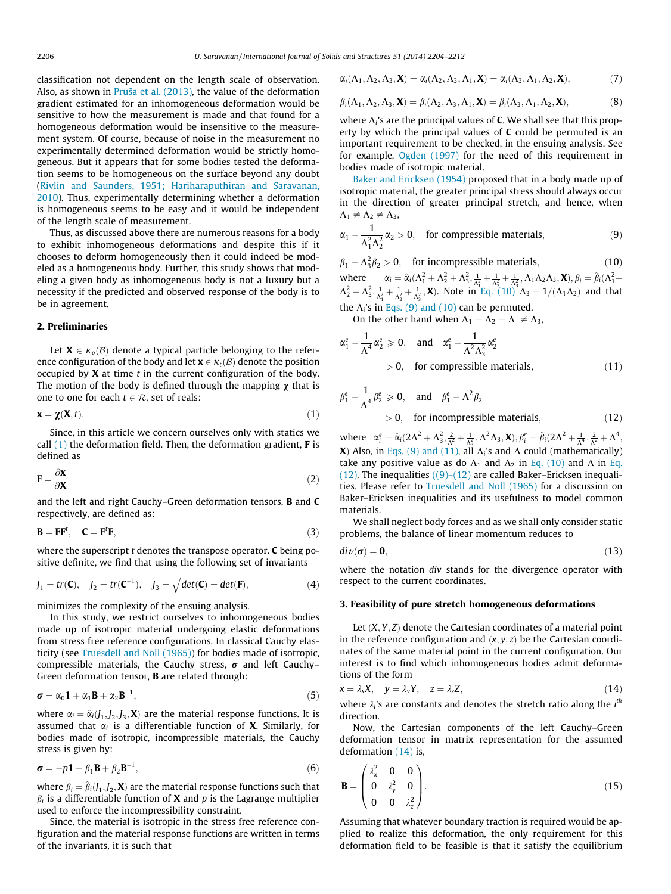classification not dependent on the length scale of observation. Also, as shown in Průša et al. (2013), the value of the deformation gradient estimated for an inhomogeneous deformation would be sensitive to how the measurement is made and that found for a homogeneous deformation would be insensitive to the measurement system. Of course, because of noise in the measurement no experimentally determined deformation would be strictly homogeneous. But it appears that for some bodies tested the deformation seems to be homogeneous on the surface beyond any doubt (Rivlin and Saunders, 1951; Hariharaputhiran and Saravanan, 2010). Thus, experimentally determining whether a deformation is homogeneous seems to be easy and it would be independent of the length scale of measurement.

Thus, as discussed above there are numerous reasons for a body to exhibit inhomogeneous deformations and despite this if it chooses to deform homogeneously then it could indeed be modeled as a homogeneous body. Further, this study shows that modeling a given body as inhomogeneous body is not a luxury but a necessity if the predicted and observed response of the body is to be in agreement.

## 2. Preliminaries

Let $\mathbf{X} \in \kappa_o(\mathcal{B})$ denote a typical particle belonging to the reference configuration of the body and let $\mathbf{x} \in \kappa_t(\mathcal{B})$ denote the position occupied by $\mathbf{X}$ at time $t$ in the current configuration of the body. The motion of the body is defined through the mapping $\boldsymbol{\chi}$ that is one to one for each $t \in \mathcal{R}$, set of reals:

$$\mathbf{x} = \boldsymbol{\chi}(\mathbf{X}, t). \tag{1}$$

Since, in this article we concern ourselves only with statics we call (1) the deformation field. Then, the deformation gradient, $\mathbf{F}$ is defined as

$$\mathbf{F} = \frac{\partial \mathbf{x}}{\partial \mathbf{X}} \tag{2}$$

and the left and right Cauchy–Green deformation tensors, $\mathbf{B}$ and $\mathbf{C}$ respectively, are defined as:

$$\mathbf{B} = \mathbf{F}\mathbf{F}^t, \quad \mathbf{C} = \mathbf{F}^t\mathbf{F}, \tag{3}$$

where the superscript $t$ denotes the transpose operator. $\mathbf{C}$ being positive definite, we find that using the following set of invariants

$$J_1 = tr(\mathbf{C}), \quad J_2 = tr(\mathbf{C}^{-1}), \quad J_3 = \sqrt{det(\mathbf{C})} = det(\mathbf{F}), \tag{4}$$

minimizes the complexity of the ensuing analysis.

In this study, we restrict ourselves to inhomogeneous bodies made up of isotropic material undergoing elastic deformations from stress free reference configurations. In classical Cauchy elasticity (see Truesdell and Noll (1965)) for bodies made of isotropic, compressible materials, the Cauchy stress, $\boldsymbol{\sigma}$ and left Cauchy–Green deformation tensor, $\mathbf{B}$ are related through:

$$\boldsymbol{\sigma} = \alpha_0 \mathbf{1} + \alpha_1 \mathbf{B} + \alpha_2 \mathbf{B}^{-1}, \tag{5}$$

where $\alpha_i = \hat{\alpha}_i(J_1, J_2, J_3, \mathbf{X})$ are the material response functions. It is assumed that $\alpha_i$ is a differentiable function of $\mathbf{X}$. Similarly, for bodies made of isotropic, incompressible materials, the Cauchy stress is given by:

$$\boldsymbol{\sigma} = -p\mathbf{1} + \beta_1 \mathbf{B} + \beta_2 \mathbf{B}^{-1}, \tag{6}$$

where $\beta_i = \hat{\beta}_i(J_1, J_2, \mathbf{X})$ are the material response functions such that $\beta_i$ is a differentiable function of $\mathbf{X}$ and $p$ is the Lagrange multiplier used to enforce the incompressibility constraint.

Since, the material is isotropic in the stress free reference configuration and the material response functions are written in terms of the invariants, it is such that

$$\alpha_i(\Lambda_1, \Lambda_2, \Lambda_3, \mathbf{X}) = \alpha_i(\Lambda_2, \Lambda_3, \Lambda_1, \mathbf{X}) = \alpha_i(\Lambda_3, \Lambda_1, \Lambda_2, \mathbf{X}), \tag{7}$$

$$\beta_i(\Lambda_1, \Lambda_2, \Lambda_3, \mathbf{X}) = \beta_i(\Lambda_2, \Lambda_3, \Lambda_1, \mathbf{X}) = \beta_i(\Lambda_3, \Lambda_1, \Lambda_2, \mathbf{X}), \tag{8}$$

where $\Lambda_i$'s are the principal values of $\mathbf{C}$. We shall see that this property by which the principal values of $\mathbf{C}$ could be permuted is an important requirement to be checked, in the ensuing analysis. See for example, Ogden (1997) for the need of this requirement in bodies made of isotropic material.

Baker and Ericksen (1954) proposed that in a body made up of isotropic material, the greater principal stress should always occur in the direction of greater principal stretch, and hence, when $\Lambda_1 \neq \Lambda_2 \neq \Lambda_3$,

$$\alpha_1 - \frac{1}{\Lambda_1^2 \Lambda_2^2}\alpha_2 > 0, \quad \text{for compressible materials}, \tag{9}$$

$$\beta_1 - \Lambda_3^2 \beta_2 > 0, \quad \text{for incompressible materials}, \tag{10}$$

where $\alpha_i = \hat{\alpha}_i(\Lambda_1^2 + \Lambda_2^2 + \Lambda_3^2, \frac{1}{\Lambda_1^2} + \frac{1}{\Lambda_2^2} + \frac{1}{\Lambda_3^2}, \Lambda_1\Lambda_2\Lambda_3, \mathbf{X}), \beta_i = \hat{\beta}_i(\Lambda_1^2 + \Lambda_2^2 + \Lambda_3^2, \frac{1}{\Lambda_1^2} + \frac{1}{\Lambda_2^2} + \frac{1}{\Lambda_3^2}, \mathbf{X})$. Note in Eq. (10) $\Lambda_3 = 1/(\Lambda_1\Lambda_2)$ and that the $\Lambda_i$'s in Eqs. (9) and (10) can be permuted.

On the other hand when $\Lambda_1 = \Lambda_2 = \Lambda \neq \Lambda_3$,

$$\alpha_1^e - \frac{1}{\Lambda^4}\alpha_2^e \geqslant 0, \quad \text{and} \quad \alpha_1^e - \frac{1}{\Lambda^2\Lambda_3^2}\alpha_2^e > 0, \quad \text{for compressible materials}, \tag{11}$$

$$\beta_1^e - \frac{1}{\Lambda^4}\beta_2^e \geqslant 0, \quad \text{and} \quad \beta_1^e - \Lambda^2\beta_2 > 0, \quad \text{for incompressible materials}, \tag{12}$$

where $\alpha_i^e = \hat{\alpha}_i(2\Lambda^2 + \Lambda_3^2, \frac{2}{\Lambda^2} + \frac{1}{\Lambda_3^2}, \Lambda^2\Lambda_3, \mathbf{X}), \beta_i^e = \hat{\beta}_i(2\Lambda^2 + \frac{1}{\Lambda^4}, \frac{2}{\Lambda^2} + \Lambda^4, \mathbf{X})$ Also, in Eqs. (9) and (11), all $\Lambda_i$'s and $\Lambda$ could (mathematically) take any positive value as do $\Lambda_1$ and $\Lambda_2$ in Eq. (10) and $\Lambda$ in Eq. (12). The inequalities (9)–(12) are called Baker–Ericksen inequalities. Please refer to Truesdell and Noll (1965) for a discussion on Baker–Ericksen inequalities and its usefulness to model common materials.

We shall neglect body forces and as we shall only consider static problems, the balance of linear momentum reduces to

$$div(\boldsymbol{\sigma}) = \mathbf{0}, \tag{13}$$

where the notation $div$ stands for the divergence operator with respect to the current coordinates.

## 3. Feasibility of pure stretch homogeneous deformations

Let $(X, Y, Z)$ denote the Cartesian coordinates of a material point in the reference configuration and $(x, y, z)$ be the Cartesian coordinates of the same material point in the current configuration. Our interest is to find which inhomogeneous bodies admit deformations of the form

$$x = \lambda_x X, \quad y = \lambda_y Y, \quad z = \lambda_z Z, \tag{14}$$

where $\lambda_i$'s are constants and denotes the stretch ratio along the $i^{th}$ direction.

Now, the Cartesian components of the left Cauchy–Green deformation tensor in matrix representation for the assumed deformation (14) is,

$$\mathbf{B} = \begin{pmatrix} \lambda_x^2 & 0 & 0 \\ 0 & \lambda_y^2 & 0 \\ 0 & 0 & \lambda_z^2 \end{pmatrix}. \tag{15}$$

Assuming that whatever boundary traction is required would be applied to realize this deformation, the only requirement for this deformation field to be feasible is that it satisfy the equilibrium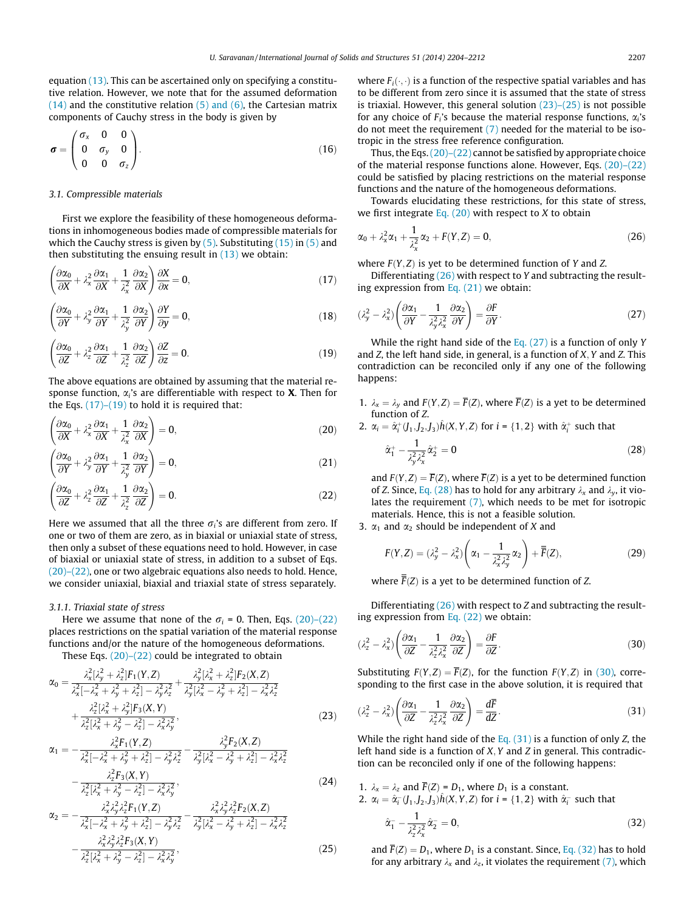equation (13). This can be ascertained only on specifying a constitutive relation. However, we note that for the assumed deformation (14) and the constitutive relation (5) and (6), the Cartesian matrix components of Cauchy stress in the body is given by

$$\boldsymbol{\sigma} = \begin{pmatrix} \sigma_x & 0 & 0 \\ 0 & \sigma_y & 0 \\ 0 & 0 & \sigma_z \end{pmatrix}. \tag{16}$$

### 3.1. Compressible materials

First we explore the feasibility of these homogeneous deformations in inhomogeneous bodies made of compressible materials for which the Cauchy stress is given by (5). Substituting (15) in (5) and then substituting the ensuing result in (13) we obtain:

$$\left(\frac{\partial \alpha_0}{\partial X} + \lambda_x^2 \frac{\partial \alpha_1}{\partial X} + \frac{1}{\lambda_x^2}\frac{\partial \alpha_2}{\partial X}\right)\frac{\partial X}{\partial x} = 0, \tag{17}$$

$$\left(\frac{\partial \alpha_0}{\partial Y} + \lambda_y^2 \frac{\partial \alpha_1}{\partial Y} + \frac{1}{\lambda_y^2}\frac{\partial \alpha_2}{\partial Y}\right)\frac{\partial Y}{\partial y} = 0, \tag{18}$$

$$\left(\frac{\partial \alpha_0}{\partial Z} + \lambda_z^2 \frac{\partial \alpha_1}{\partial Z} + \frac{1}{\lambda_z^2}\frac{\partial \alpha_2}{\partial Z}\right)\frac{\partial Z}{\partial z} = 0. \tag{19}$$

The above equations are obtained by assuming that the material response function, $\alpha_i$'s are differentiable with respect to $\mathbf{X}$. Then for the Eqs. (17)–(19) to hold it is required that:

$$\left(\frac{\partial \alpha_0}{\partial X} + \lambda_x^2 \frac{\partial \alpha_1}{\partial X} + \frac{1}{\lambda_x^2}\frac{\partial \alpha_2}{\partial X}\right) = 0, \tag{20}$$

$$\left(\frac{\partial \alpha_0}{\partial Y} + \lambda_y^2 \frac{\partial \alpha_1}{\partial Y} + \frac{1}{\lambda_y^2}\frac{\partial \alpha_2}{\partial Y}\right) = 0, \tag{21}$$

$$\left(\frac{\partial \alpha_0}{\partial Z} + \lambda_z^2 \frac{\partial \alpha_1}{\partial Z} + \frac{1}{\lambda_z^2}\frac{\partial \alpha_2}{\partial Z}\right) = 0. \tag{22}$$

Here we assumed that all the three $\sigma_i$'s are different from zero. If one or two of them are zero, as in biaxial or uniaxial state of stress, then only a subset of these equations need to hold. However, in case of biaxial or uniaxial state of stress, in addition to a subset of Eqs. (20)–(22), one or two algebraic equations also needs to hold. Hence, we consider uniaxial, biaxial and triaxial state of stress separately.

#### 3.1.1. Triaxial state of stress

Here we assume that none of the $\sigma_i = 0$. Then, Eqs. (20)–(22) places restrictions on the spatial variation of the material response functions and/or the nature of the homogeneous deformations.

These Eqs. (20)–(22) could be integrated to obtain

$$\begin{aligned}\alpha_0 = {} & \frac{\lambda_x^2[\lambda_y^2+\lambda_z^2]F_1(Y,Z)}{\lambda_x^2[-\lambda_x^2+\lambda_y^2+\lambda_z^2]-\lambda_y^2\lambda_z^2} + \frac{\lambda_y^2[\lambda_x^2+\lambda_z^2]F_2(X,Z)}{\lambda_y^2[\lambda_x^2-\lambda_y^2+\lambda_z^2]-\lambda_x^2\lambda_z^2} \\ & + \frac{\lambda_z^2[\lambda_x^2+\lambda_y^2]F_3(X,Y)}{\lambda_z^2[\lambda_x^2+\lambda_y^2-\lambda_z^2]-\lambda_x^2\lambda_y^2},\end{aligned} \tag{23}$$

$$\begin{aligned}\alpha_1 = {} & -\frac{\lambda_x^2 F_1(Y,Z)}{\lambda_x^2[-\lambda_x^2+\lambda_y^2+\lambda_z^2]-\lambda_y^2\lambda_z^2} - \frac{\lambda_y^2 F_2(X,Z)}{\lambda_y^2[\lambda_x^2-\lambda_y^2+\lambda_z^2]-\lambda_x^2\lambda_z^2} \\ & - \frac{\lambda_z^2 F_3(X,Y)}{\lambda_z^2[\lambda_x^2+\lambda_y^2-\lambda_z^2]-\lambda_x^2\lambda_y^2},\end{aligned} \tag{24}$$

$$\begin{aligned}\alpha_2 = {} & -\frac{\lambda_x^2\lambda_y^2\lambda_z^2 F_1(Y,Z)}{\lambda_x^2[-\lambda_x^2+\lambda_y^2+\lambda_z^2]-\lambda_y^2\lambda_z^2} - \frac{\lambda_x^2\lambda_y^2\lambda_z^2 F_2(X,Z)}{\lambda_y^2[\lambda_x^2-\lambda_y^2+\lambda_z^2]-\lambda_x^2\lambda_z^2} \\ & - \frac{\lambda_x^2\lambda_y^2\lambda_z^2 F_3(X,Y)}{\lambda_z^2[\lambda_x^2+\lambda_y^2-\lambda_z^2]-\lambda_x^2\lambda_y^2},\end{aligned} \tag{25}$$

where $F_i(\cdot,\cdot)$ is a function of the respective spatial variables and has to be different from zero since it is assumed that the state of stress is triaxial. However, this general solution (23)–(25) is not possible for any choice of $F_i$'s because the material response functions, $\alpha_i$'s do not meet the requirement (7) needed for the material to be isotropic in the stress free reference configuration.

Thus, the Eqs. (20)–(22) cannot be satisfied by appropriate choice of the material response functions alone. However, Eqs. (20)–(22) could be satisfied by placing restrictions on the material response functions and the nature of the homogeneous deformations.

Towards elucidating these restrictions, for this state of stress, we first integrate Eq. (20) with respect to $X$ to obtain

$$\alpha_0 + \lambda_x^2\alpha_1 + \frac{1}{\lambda_x^2}\alpha_2 + F(Y,Z) = 0, \tag{26}$$

where $F(Y,Z)$ is yet to be determined function of $Y$ and $Z$.

Differentiating (26) with respect to $Y$ and subtracting the resulting expression from Eq. (21) we obtain:

$$(\lambda_y^2 - \lambda_x^2)\left(\frac{\partial \alpha_1}{\partial Y} - \frac{1}{\lambda_y^2\lambda_x^2}\frac{\partial \alpha_2}{\partial Y}\right) = \frac{\partial F}{\partial Y}. \tag{27}$$

While the right hand side of the Eq. (27) is a function of only $Y$ and $Z$, the left hand side, in general, is a function of $X, Y$ and $Z$. This contradiction can be reconciled only if any one of the following happens:

1. $\lambda_x = \lambda_y$ and $F(Y,Z) = \overline{F}(Z)$, where $\overline{F}(Z)$ is a yet to be determined function of $Z$.
2. $\alpha_i = \hat{\alpha}_i^+(J_1, J_2, J_3)\hat{h}(X,Y,Z)$ for $i = \{1,2\}$ with $\hat{\alpha}_i^+$ such that

$$\hat{\alpha}_1^+ - \frac{1}{\lambda_y^2\lambda_x^2}\hat{\alpha}_2^+ = 0 \tag{28}$$

   and $F(Y,Z) = \overline{F}(Z)$, where $\overline{F}(Z)$ is a yet to be determined function of $Z$. Since, Eq. (28) has to hold for any arbitrary $\lambda_x$ and $\lambda_y$, it violates the requirement (7), which needs to be met for isotropic materials. Hence, this is not a feasible solution.
3. $\alpha_1$ and $\alpha_2$ should be independent of $X$ and

$$F(Y,Z) = (\lambda_y^2 - \lambda_x^2)\left(\alpha_1 - \frac{1}{\lambda_x^2\lambda_y^2}\alpha_2\right) + \overline{\overline{F}}(Z), \tag{29}$$

   where $\overline{\overline{F}}(Z)$ is a yet to be determined function of $Z$.

Differentiating (26) with respect to $Z$ and subtracting the resulting expression from Eq. (22) we obtain:

$$(\lambda_z^2 - \lambda_x^2)\left(\frac{\partial \alpha_1}{\partial Z} - \frac{1}{\lambda_z^2\lambda_x^2}\frac{\partial \alpha_2}{\partial Z}\right) = \frac{\partial F}{\partial Z}. \tag{30}$$

Substituting $F(Y,Z) = \overline{F}(Z)$, for the function $F(Y,Z)$ in (30), corresponding to the first case in the above solution, it is required that

$$(\lambda_z^2 - \lambda_x^2)\left(\frac{\partial \alpha_1}{\partial Z} - \frac{1}{\lambda_z^2\lambda_x^2}\frac{\partial \alpha_2}{\partial Z}\right) = \frac{d\overline{F}}{dZ}. \tag{31}$$

While the right hand side of the Eq. (31) is a function of only $Z$, the left hand side is a function of $X, Y$ and $Z$ in general. This contradiction can be reconciled only if one of the following happens:

1. $\lambda_x = \lambda_z$ and $\overline{F}(Z) = D_1$, where $D_1$ is a constant.
2. $\alpha_i = \hat{\alpha}_i^-(J_1, J_2, J_3)\hat{h}(X,Y,Z)$ for $i = \{1,2\}$ with $\hat{\alpha}_i^-$ such that

$$\hat{\alpha}_1^- - \frac{1}{\lambda_z^2\lambda_x^2}\hat{\alpha}_2^- = 0, \tag{32}$$

   and $\overline{F}(Z) = D_1$, where $D_1$ is a constant. Since, Eq. (32) has to hold for any arbitrary $\lambda_x$ and $\lambda_z$, it violates the requirement (7), which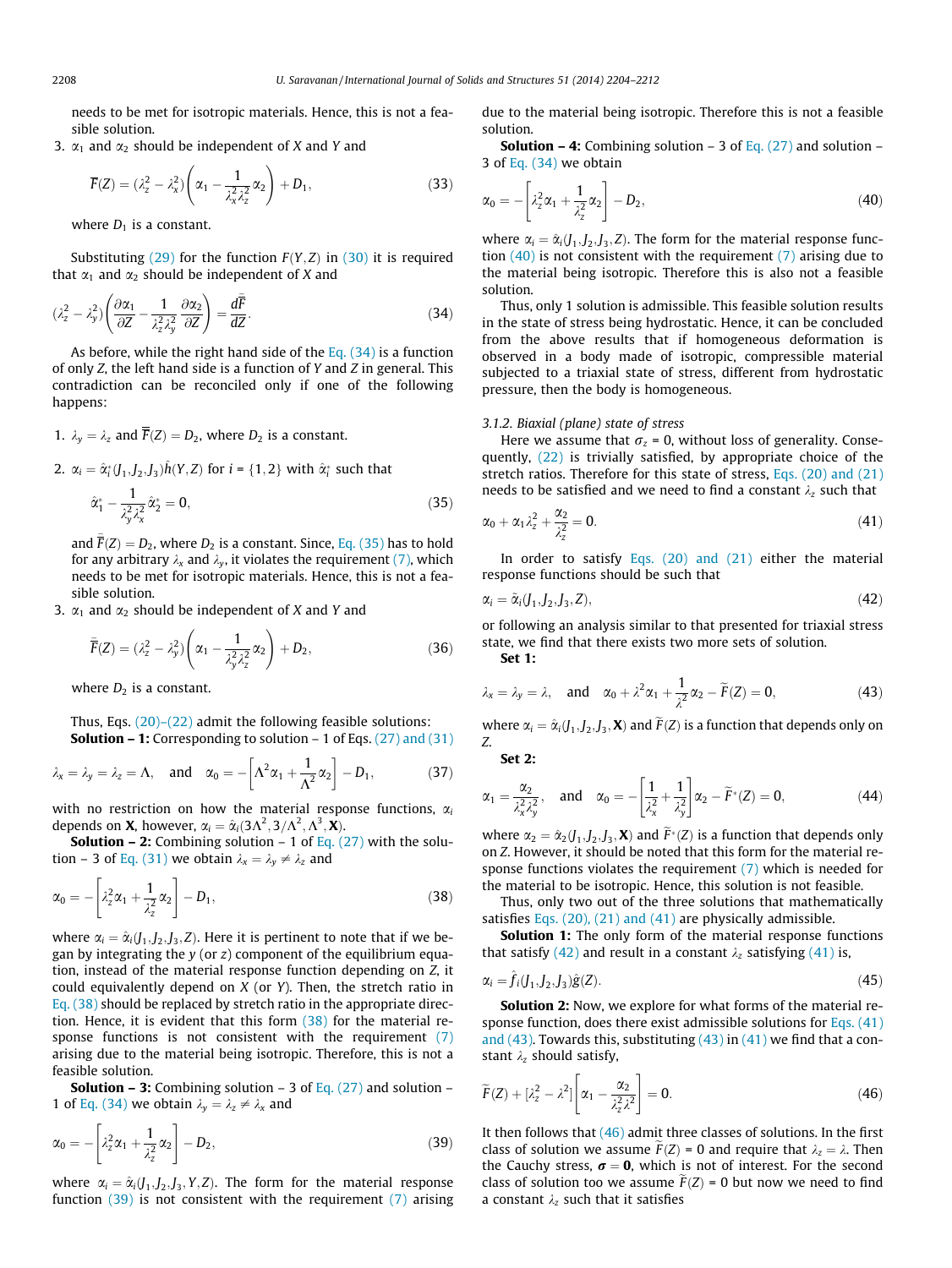needs to be met for isotropic materials. Hence, this is not a feasible solution.

3. $\alpha_1$ and $\alpha_2$ should be independent of $X$ and $Y$ and

$$\overline{F}(Z) = (\lambda_z^2 - \lambda_x^2)\left(\alpha_1 - \frac{1}{\lambda_x^2\lambda_z^2}\alpha_2\right) + D_1, \tag{33}$$

where $D_1$ is a constant.

Substituting (29) for the function $F(Y, Z)$ in (30) it is required that $\alpha_1$ and $\alpha_2$ should be independent of $X$ and

$$(\lambda_z^2 - \lambda_y^2)\left(\frac{\partial \alpha_1}{\partial Z} - \frac{1}{\lambda_z^2\lambda_y^2}\frac{\partial \alpha_2}{\partial Z}\right) = \frac{d\overline{\overline{F}}}{dZ}. \tag{34}$$

As before, while the right hand side of the Eq. (34) is a function of only $Z$, the left hand side is a function of $Y$ and $Z$ in general. This contradiction can be reconciled only if one of the following happens:

1. $\lambda_y = \lambda_z$ and $\overline{\overline{F}}(Z) = D_2$, where $D_2$ is a constant.
2. $\alpha_i = \hat{\alpha}_i^*(J_1, J_2, J_3)\hat{h}(Y, Z)$ for $i = \{1, 2\}$ with $\hat{\alpha}_i^*$ such that

$$\hat{\alpha}_1^* - \frac{1}{\lambda_y^2\lambda_x^2}\hat{\alpha}_2^* = 0, \tag{35}$$

and $\overline{\overline{F}}(Z) = D_2$, where $D_2$ is a constant. Since, Eq. (35) has to hold for any arbitrary $\lambda_x$ and $\lambda_y$, it violates the requirement (7), which needs to be met for isotropic materials. Hence, this is not a feasible solution.

3. $\alpha_1$ and $\alpha_2$ should be independent of $X$ and $Y$ and

$$\overline{\overline{F}}(Z) = (\lambda_z^2 - \lambda_y^2)\left(\alpha_1 - \frac{1}{\lambda_y^2\lambda_z^2}\alpha_2\right) + D_2, \tag{36}$$

where $D_2$ is a constant.

Thus, Eqs. (20)–(22) admit the following feasible solutions:

**Solution – 1:** Corresponding to solution – 1 of Eqs. (27) and (31)

$$\lambda_x = \lambda_y = \lambda_z = \Lambda, \quad \text{and} \quad \alpha_0 = -\left[\Lambda^2\alpha_1 + \frac{1}{\Lambda^2}\alpha_2\right] - D_1, \tag{37}$$

with no restriction on how the material response functions, $\alpha_i$ depends on $\mathbf{X}$, however, $\alpha_i = \hat{\alpha}_i(3\Lambda^2, 3/\Lambda^2, \Lambda^3, \mathbf{X})$.

**Solution – 2:** Combining solution – 1 of Eq. (27) with the solution – 3 of Eq. (31) we obtain $\lambda_x = \lambda_y \neq \lambda_z$ and

$$\alpha_0 = -\left[\lambda_z^2\alpha_1 + \frac{1}{\lambda_z^2}\alpha_2\right] - D_1, \tag{38}$$

where $\alpha_i = \hat{\alpha}_i(J_1, J_2, J_3, Z)$. Here it is pertinent to note that if we began by integrating the $y$ (or $z$) component of the equilibrium equation, instead of the material response function depending on $Z$, it could equivalently depend on $X$ (or $Y$). Then, the stretch ratio in Eq. (38) should be replaced by stretch ratio in the appropriate direction. Hence, it is evident that this form (38) for the material response functions is not consistent with the requirement (7) arising due to the material being isotropic. Therefore, this is not a feasible solution.

**Solution – 3:** Combining solution – 3 of Eq. (27) and solution – 1 of Eq. (34) we obtain $\lambda_y = \lambda_z \neq \lambda_x$ and

$$\alpha_0 = -\left[\lambda_z^2\alpha_1 + \frac{1}{\lambda_z^2}\alpha_2\right] - D_2, \tag{39}$$

where $\alpha_i = \hat{\alpha}_i(J_1, J_2, J_3, Y, Z)$. The form for the material response function (39) is not consistent with the requirement (7) arising due to the material being isotropic. Therefore this is not a feasible solution.

**Solution – 4:** Combining solution – 3 of Eq. (27) and solution – 3 of Eq. (34) we obtain

$$\alpha_0 = -\left[\lambda_z^2\alpha_1 + \frac{1}{\lambda_z^2}\alpha_2\right] - D_2, \tag{40}$$

where $\alpha_i = \hat{\alpha}_i(J_1, J_2, J_3, Z)$. The form for the material response function (40) is not consistent with the requirement (7) arising due to the material being isotropic. Therefore this is also not a feasible solution.

Thus, only 1 solution is admissible. This feasible solution results in the state of stress being hydrostatic. Hence, it can be concluded from the above results that if homogeneous deformation is observed in a body made of isotropic, compressible material subjected to a triaxial state of stress, different from hydrostatic pressure, then the body is homogeneous.

### 3.1.2. Biaxial (plane) state of stress

Here we assume that $\sigma_z = 0$, without loss of generality. Consequently, (22) is trivially satisfied, by appropriate choice of the stretch ratios. Therefore for this state of stress, Eqs. (20) and (21) needs to be satisfied and we need to find a constant $\lambda_z$ such that

$$\alpha_0 + \alpha_1\lambda_z^2 + \frac{\alpha_2}{\lambda_z^2} = 0. \tag{41}$$

In order to satisfy Eqs. (20) and (21) either the material response functions should be such that

$$\alpha_i = \tilde{\alpha}_i(J_1, J_2, J_3, Z), \tag{42}$$

or following an analysis similar to that presented for triaxial stress state, we find that there exists two more sets of solution.

**Set 1:**

$$\lambda_x = \lambda_y = \lambda, \quad \text{and} \quad \alpha_0 + \lambda^2\alpha_1 + \frac{1}{\lambda^2}\alpha_2 - \widetilde{F}(Z) = 0, \tag{43}$$

where $\alpha_i = \hat{\alpha}_i(J_1, J_2, J_3, \mathbf{X})$ and $\widetilde{F}(Z)$ is a function that depends only on $Z$.

**Set 2:**

$$\alpha_1 = \frac{\alpha_2}{\lambda_x^2\lambda_y^2}, \quad \text{and} \quad \alpha_0 = -\left[\frac{1}{\lambda_x^2} + \frac{1}{\lambda_y^2}\right]\alpha_2 - \widetilde{F}^*(Z) = 0, \tag{44}$$

where $\alpha_2 = \hat{\alpha}_2(J_1, J_2, J_3, \mathbf{X})$ and $\widetilde{F}^*(Z)$ is a function that depends only on $Z$. However, it should be noted that this form for the material response functions violates the requirement (7) which is needed for the material to be isotropic. Hence, this solution is not feasible.

Thus, only two out of the three solutions that mathematically satisfies Eqs. (20), (21) and (41) are physically admissible.

**Solution 1:** The only form of the material response functions that satisfy (42) and result in a constant $\lambda_z$ satisfying (41) is,

$$\alpha_i = \hat{f}_i(J_1, J_2, J_3)\hat{g}(Z). \tag{45}$$

**Solution 2:** Now, we explore for what forms of the material response function, does there exist admissible solutions for Eqs. (41) and (43). Towards this, substituting (43) in (41) we find that a constant $\lambda_z$ should satisfy,

$$\widetilde{F}(Z) + [\lambda_z^2 - \lambda^2]\left[\alpha_1 - \frac{\alpha_2}{\lambda_z^2\lambda^2}\right] = 0. \tag{46}$$

It then follows that (46) admit three classes of solutions. In the first class of solution we assume $\widetilde{F}(Z) = 0$ and require that $\lambda_z = \lambda$. Then the Cauchy stress, $\boldsymbol{\sigma} = \mathbf{0}$, which is not of interest. For the second class of solution too we assume $\widetilde{F}(Z) = 0$ but now we need to find a constant $\lambda_z$ such that it satisfies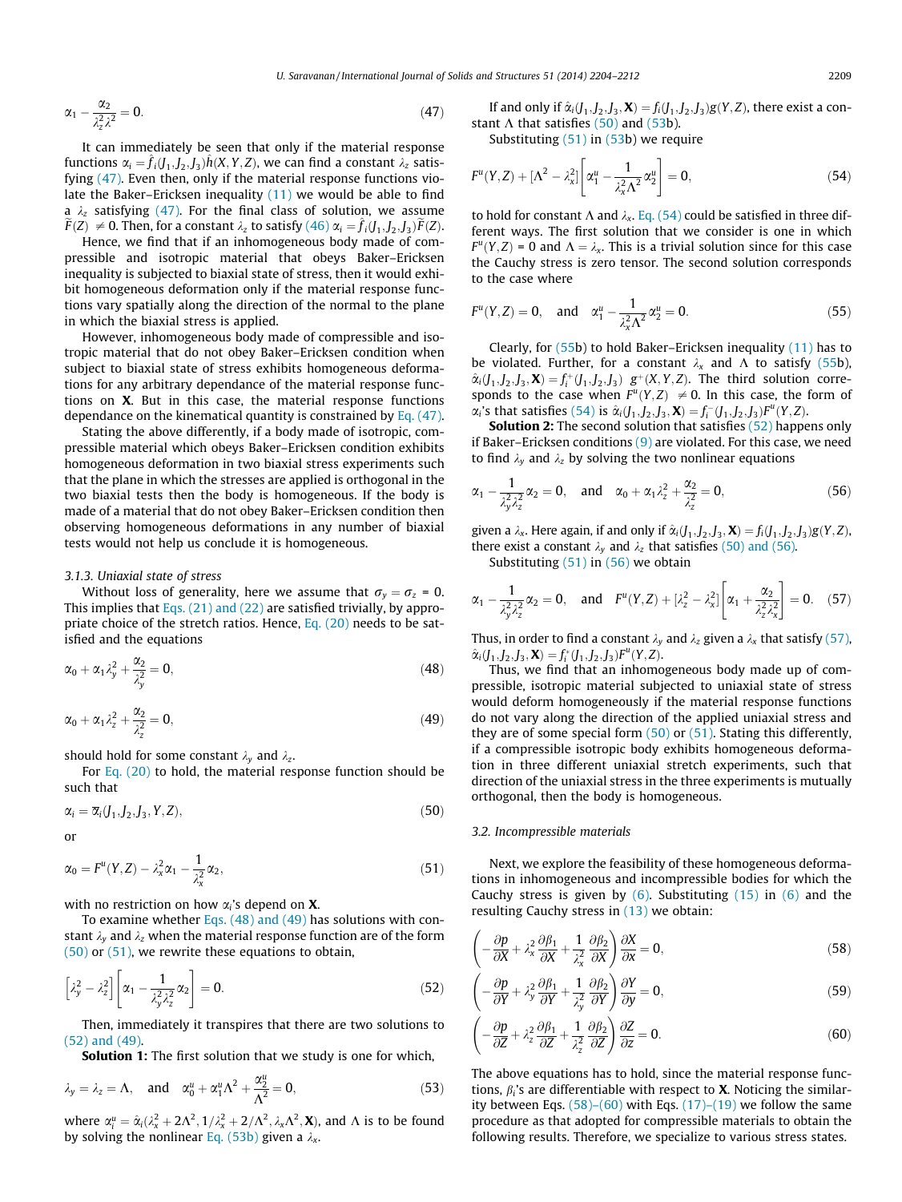$$\alpha_1 - \frac{\alpha_2}{\lambda_z^2 \lambda^2} = 0. \tag{47}$$

It can immediately be seen that only if the material response functions $\alpha_i = \hat{f}_i(J_1, J_2, J_3)\hat{h}(X, Y, Z)$, we can find a constant $\lambda_z$ satisfying (47). Even then, only if the material response functions violate the Baker–Ericksen inequality (11) we would be able to find a $\lambda_z$ satisfying (47). For the final class of solution, we assume $\tilde{F}(Z) \neq 0$. Then, for a constant $\lambda_z$ to satisfy (46) $\alpha_i = \hat{f}_i(J_1, J_2, J_3)\tilde{F}(Z)$.

Hence, we find that if an inhomogeneous body made of compressible and isotropic material that obeys Baker–Ericksen inequality is subjected to biaxial state of stress, then it would exhibit homogeneous deformation only if the material response functions vary spatially along the direction of the normal to the plane in which the biaxial stress is applied.

However, inhomogeneous body made of compressible and isotropic material that do not obey Baker–Ericksen condition when subject to biaxial state of stress exhibits homogeneous deformations for any arbitrary dependance of the material response functions on $\mathbf{X}$. But in this case, the material response functions dependance on the kinematical quantity is constrained by Eq. (47).

Stating the above differently, if a body made of isotropic, compressible material which obeys Baker–Ericksen condition exhibits homogeneous deformation in two biaxial stress experiments such that the plane in which the stresses are applied is orthogonal in the two biaxial tests then the body is homogeneous. If the body is made of a material that do not obey Baker–Ericksen condition then observing homogeneous deformations in any number of biaxial tests would not help us conclude it is homogeneous.

### 3.1.3. Uniaxial state of stress

Without loss of generality, here we assume that $\sigma_y = \sigma_z = 0$. This implies that Eqs. (21) and (22) are satisfied trivially, by appropriate choice of the stretch ratios. Hence, Eq. (20) needs to be satisfied and the equations

$$\alpha_0 + \alpha_1 \lambda_y^2 + \frac{\alpha_2}{\lambda_y^2} = 0, \tag{48}$$

$$\alpha_0 + \alpha_1 \lambda_z^2 + \frac{\alpha_2}{\lambda_z^2} = 0, \tag{49}$$

should hold for some constant $\lambda_y$ and $\lambda_z$.

For Eq. (20) to hold, the material response function should be such that

$$\alpha_i = \overline{\alpha}_i(J_1, J_2, J_3, Y, Z), \tag{50}$$

or

$$\alpha_0 = F^u(Y, Z) - \lambda_x^2 \alpha_1 - \frac{1}{\lambda_x^2}\alpha_2, \tag{51}$$

with no restriction on how $\alpha_i$'s depend on $\mathbf{X}$.

To examine whether Eqs. (48) and (49) has solutions with constant $\lambda_y$ and $\lambda_z$ when the material response function are of the form (50) or (51), we rewrite these equations to obtain,

$$\left[\lambda_y^2 - \lambda_z^2\right]\left[\alpha_1 - \frac{1}{\lambda_y^2 \lambda_z^2}\alpha_2\right] = 0. \tag{52}$$

Then, immediately it transpires that there are two solutions to (52) and (49).

**Solution 1:** The first solution that we study is one for which,

$$\lambda_y = \lambda_z = \Lambda, \quad \text{and} \quad \alpha_0^u + \alpha_1^u \Lambda^2 + \frac{\alpha_2^u}{\Lambda^2} = 0, \tag{53}$$

where $\alpha_i^u = \hat{\alpha}_i(\lambda_x^2 + 2\Lambda^2, 1/\lambda_x^2 + 2/\Lambda^2, \lambda_x \Lambda^2, \mathbf{X})$, and $\Lambda$ is to be found by solving the nonlinear Eq. (53b) given a $\lambda_x$.

If and only if $\hat{\alpha}_i(J_1, J_2, J_3, \mathbf{X}) = f_i(J_1, J_2, J_3)g(Y, Z)$, there exist a constant $\Lambda$ that satisfies (50) and (53b).

Substituting (51) in (53b) we require

$$F^u(Y, Z) + [\Lambda^2 - \lambda_x^2]\left[\alpha_1^u - \frac{1}{\lambda_x^2 \Lambda^2}\alpha_2^u\right] = 0, \tag{54}$$

to hold for constant $\Lambda$ and $\lambda_x$. Eq. (54) could be satisfied in three different ways. The first solution that we consider is one in which $F^u(Y, Z) = 0$ and $\Lambda = \lambda_x$. This is a trivial solution since for this case the Cauchy stress is zero tensor. The second solution corresponds to the case where

$$F^u(Y, Z) = 0, \quad \text{and} \quad \alpha_1^u - \frac{1}{\lambda_x^2 \Lambda^2}\alpha_2^u = 0. \tag{55}$$

Clearly, for (55b) to hold Baker–Ericksen inequality (11) has to be violated. Further, for a constant $\lambda_x$ and $\Lambda$ to satisfy (55b), $\hat{\alpha}_i(J_1, J_2, J_3, \mathbf{X}) = f_i^+(J_1, J_2, J_3) \ g^+(X, Y, Z)$. The third solution corresponds to the case when $F^u(Y, Z) \neq 0$. In this case, the form of $\alpha_i$'s that satisfies (54) is $\hat{\alpha}_i(J_1, J_2, J_3, \mathbf{X}) = f_i^-(J_1, J_2, J_3)F^u(Y, Z)$.

**Solution 2:** The second solution that satisfies (52) happens only if Baker–Ericksen conditions (9) are violated. For this case, we need to find $\lambda_y$ and $\lambda_z$ by solving the two nonlinear equations

$$\alpha_1 - \frac{1}{\lambda_y^2 \lambda_z^2}\alpha_2 = 0, \quad \text{and} \quad \alpha_0 + \alpha_1 \lambda_z^2 + \frac{\alpha_2}{\lambda_z^2} = 0, \tag{56}$$

given a $\lambda_x$. Here again, if and only if $\hat{\alpha}_i(J_1, J_2, J_3, \mathbf{X}) = f_i(J_1, J_2, J_3)g(Y, Z)$, there exist a constant $\lambda_y$ and $\lambda_z$ that satisfies (50) and (56).

Substituting (51) in (56) we obtain

$$\alpha_1 - \frac{1}{\lambda_y^2 \lambda_z^2}\alpha_2 = 0, \quad \text{and} \quad F^u(Y, Z) + [\lambda_z^2 - \lambda_x^2]\left[\alpha_1 + \frac{\alpha_2}{\lambda_z^2 \lambda_x^2}\right] = 0. \tag{57}$$

Thus, in order to find a constant $\lambda_y$ and $\lambda_z$ given a $\lambda_x$ that satisfy (57), $\hat{\alpha}_i(J_1, J_2, J_3, \mathbf{X}) = f_i^*(J_1, J_2, J_3)F^u(Y, Z)$.

Thus, we find that an inhomogeneous body made up of compressible, isotropic material subjected to uniaxial state of stress would deform homogeneously if the material response functions do not vary along the direction of the applied uniaxial stress and they are of some special form (50) or (51). Stating this differently, if a compressible isotropic body exhibits homogeneous deformation in three different uniaxial stretch experiments, such that direction of the uniaxial stress in the three experiments is mutually orthogonal, then the body is homogeneous.

## 3.2. Incompressible materials

Next, we explore the feasibility of these homogeneous deformations in inhomogeneous and incompressible bodies for which the Cauchy stress is given by (6). Substituting (15) in (6) and the resulting Cauchy stress in (13) we obtain:

$$\left(-\frac{\partial p}{\partial X} + \lambda_x^2 \frac{\partial \beta_1}{\partial X} + \frac{1}{\lambda_x^2}\frac{\partial \beta_2}{\partial X}\right)\frac{\partial X}{\partial x} = 0, \tag{58}$$

$$\left(-\frac{\partial p}{\partial Y} + \lambda_y^2 \frac{\partial \beta_1}{\partial Y} + \frac{1}{\lambda_y^2}\frac{\partial \beta_2}{\partial Y}\right)\frac{\partial Y}{\partial y} = 0, \tag{59}$$

$$\left(-\frac{\partial p}{\partial Z} + \lambda_z^2 \frac{\partial \beta_1}{\partial Z} + \frac{1}{\lambda_z^2}\frac{\partial \beta_2}{\partial Z}\right)\frac{\partial Z}{\partial z} = 0. \tag{60}$$

The above equations has to hold, since the material response functions, $\beta_i$'s are differentiable with respect to $\mathbf{X}$. Noticing the similarity between Eqs. (58)–(60) with Eqs. (17)–(19) we follow the same procedure as that adopted for compressible materials to obtain the following results. Therefore, we specialize to various stress states.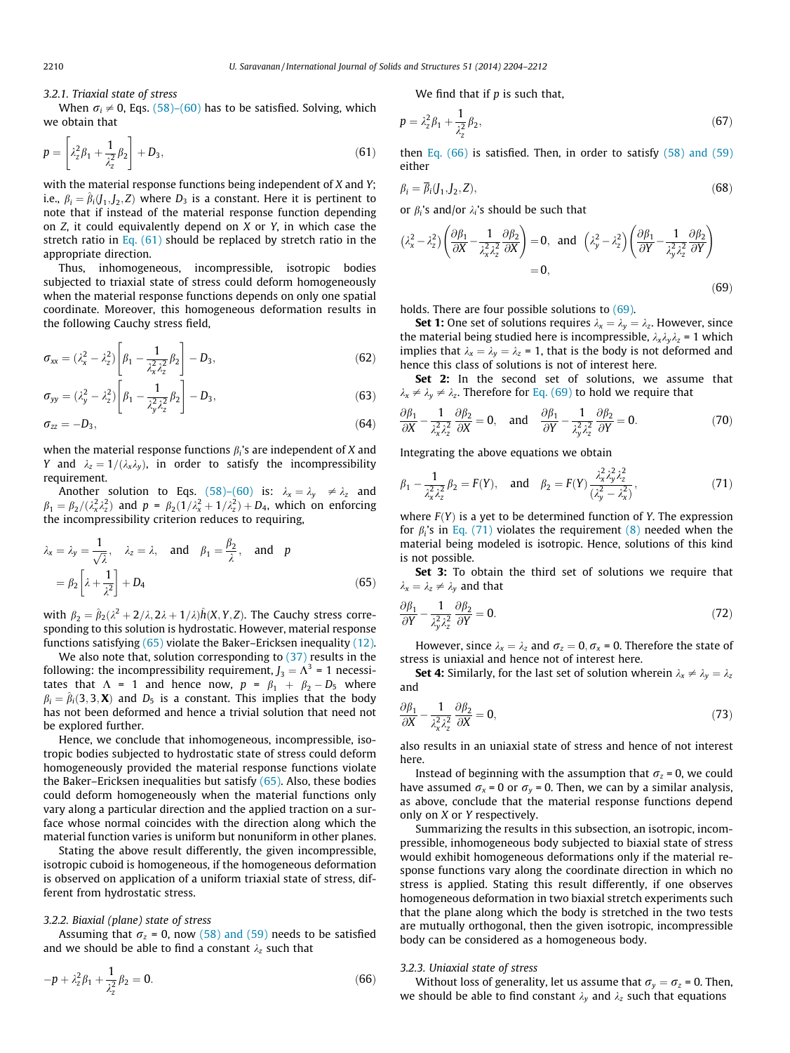### 3.2.1. Triaxial state of stress

When $\sigma_i \neq 0$, Eqs. (58)–(60) has to be satisfied. Solving, which we obtain that

$$p = \left[\lambda_z^2 \beta_1 + \frac{1}{\lambda_z^2}\beta_2\right] + D_3, \tag{61}$$

with the material response functions being independent of $X$ and $Y$; i.e., $\beta_i = \hat{\beta}_i(J_1, J_2, Z)$ where $D_3$ is a constant. Here it is pertinent to note that if instead of the material response function depending on $Z$, it could equivalently depend on $X$ or $Y$, in which case the stretch ratio in Eq. (61) should be replaced by stretch ratio in the appropriate direction.

Thus, inhomogeneous, incompressible, isotropic bodies subjected to triaxial state of stress could deform homogeneously when the material response functions depends on only one spatial coordinate. Moreover, this homogeneous deformation results in the following Cauchy stress field,

$$\sigma_{xx} = (\lambda_x^2 - \lambda_z^2)\left[\beta_1 - \frac{1}{\lambda_x^2 \lambda_z^2}\beta_2\right] - D_3, \tag{62}$$

$$\sigma_{yy} = (\lambda_y^2 - \lambda_z^2)\left[\beta_1 - \frac{1}{\lambda_y^2 \lambda_z^2}\beta_2\right] - D_3, \tag{63}$$

$$\sigma_{zz} = -D_3, \tag{64}$$

when the material response functions $\beta_i$'s are independent of $X$ and $Y$ and $\lambda_z = 1/(\lambda_x \lambda_y)$, in order to satisfy the incompressibility requirement.

Another solution to Eqs. (58)–(60) is: $\lambda_x = \lambda_y \neq \lambda_z$ and $\beta_1 = \beta_2/(\lambda_x^2 \lambda_z^2)$ and $p = \beta_2(1/\lambda_x^2 + 1/\lambda_z^2) + D_4$, which on enforcing the incompressibility criterion reduces to requiring,

$$\lambda_x = \lambda_y = \frac{1}{\sqrt{\lambda}}, \quad \lambda_z = \lambda, \quad \text{and} \quad \beta_1 = \frac{\beta_2}{\lambda}, \quad \text{and} \quad p = \beta_2\left[\lambda + \frac{1}{\lambda^2}\right] + D_4 \tag{65}$$

with $\beta_2 = \hat{\beta}_2(\lambda^2 + 2/\lambda, 2\lambda + 1/\lambda)\hat{h}(X, Y, Z)$. The Cauchy stress corresponding to this solution is hydrostatic. However, material response functions satisfying (65) violate the Baker–Ericksen inequality (12).

We also note that, solution corresponding to (37) results in the following: the incompressibility requirement, $J_3 = \Lambda^3 = 1$ necessitates that $\Lambda = 1$ and hence now, $p = \beta_1 + \beta_2 - D_5$ where $\beta_i = \hat{\beta}_i(3, 3, \mathbf{X})$ and $D_5$ is a constant. This implies that the body has not been deformed and hence a trivial solution that need not be explored further.

Hence, we conclude that inhomogeneous, incompressible, isotropic bodies subjected to hydrostatic state of stress could deform homogeneously provided the material response functions violate the Baker–Ericksen inequalities but satisfy (65). Also, these bodies could deform homogeneously when the material functions only vary along a particular direction and the applied traction on a surface whose normal coincides with the direction along which the material function varies is uniform but nonuniform in other planes.

Stating the above result differently, the given incompressible, isotropic cuboid is homogeneous, if the homogeneous deformation is observed on application of a uniform triaxial state of stress, different from hydrostatic stress.

### 3.2.2. Biaxial (plane) state of stress

Assuming that $\sigma_z = 0$, now (58) and (59) needs to be satisfied and we should be able to find a constant $\lambda_z$ such that

$$-p + \lambda_z^2 \beta_1 + \frac{1}{\lambda_z^2}\beta_2 = 0. \tag{66}$$

We find that if $p$ is such that,

$$p = \lambda_z^2 \beta_1 + \frac{1}{\lambda_z^2}\beta_2, \tag{67}$$

then Eq. (66) is satisfied. Then, in order to satisfy (58) and (59) either

$$\beta_i = \overline{\beta}_i(J_1, J_2, Z), \tag{68}$$

or $\beta_i$'s and/or $\lambda_i$'s should be such that

$$(\lambda_x^2 - \lambda_z^2)\left(\frac{\partial \beta_1}{\partial X} - \frac{1}{\lambda_x^2 \lambda_z^2}\frac{\partial \beta_2}{\partial X}\right) = 0, \quad \text{and} \quad (\lambda_y^2 - \lambda_z^2)\left(\frac{\partial \beta_1}{\partial Y} - \frac{1}{\lambda_y^2 \lambda_z^2}\frac{\partial \beta_2}{\partial Y}\right) = 0, \tag{69}$$

holds. There are four possible solutions to (69).

**Set 1:** One set of solutions requires $\lambda_x = \lambda_y = \lambda_z$. However, since the material being studied here is incompressible, $\lambda_x \lambda_y \lambda_z = 1$ which implies that $\lambda_x = \lambda_y = \lambda_z = 1$, that is the body is not deformed and hence this class of solutions is not of interest here.

**Set 2:** In the second set of solutions, we assume that $\lambda_x \neq \lambda_y \neq \lambda_z$. Therefore for Eq. (69) to hold we require that

$$\frac{\partial \beta_1}{\partial X} - \frac{1}{\lambda_x^2 \lambda_z^2}\frac{\partial \beta_2}{\partial X} = 0, \quad \text{and} \quad \frac{\partial \beta_1}{\partial Y} - \frac{1}{\lambda_y^2 \lambda_z^2}\frac{\partial \beta_2}{\partial Y} = 0. \tag{70}$$

Integrating the above equations we obtain

$$\beta_1 - \frac{1}{\lambda_x^2 \lambda_z^2}\beta_2 = F(Y), \quad \text{and} \quad \beta_2 = F(Y)\frac{\lambda_x^2 \lambda_y^2 \lambda_z^2}{(\lambda_y^2 - \lambda_x^2)}, \tag{71}$$

where $F(Y)$ is a yet to be determined function of $Y$. The expression for $\beta_i$'s in Eq. (71) violates the requirement (8) needed when the material being modeled is isotropic. Hence, solutions of this kind is not possible.

**Set 3:** To obtain the third set of solutions we require that $\lambda_x = \lambda_z \neq \lambda_y$ and that

$$\frac{\partial \beta_1}{\partial Y} - \frac{1}{\lambda_y^2 \lambda_z^2}\frac{\partial \beta_2}{\partial Y} = 0. \tag{72}$$

However, since $\lambda_x = \lambda_z$ and $\sigma_z = 0, \sigma_x = 0$. Therefore the state of stress is uniaxial and hence not of interest here.

**Set 4:** Similarly, for the last set of solution wherein $\lambda_x \neq \lambda_y = \lambda_z$ and

$$\frac{\partial \beta_1}{\partial X} - \frac{1}{\lambda_x^2 \lambda_z^2}\frac{\partial \beta_2}{\partial X} = 0, \tag{73}$$

also results in an uniaxial state of stress and hence of not interest here.

Instead of beginning with the assumption that $\sigma_z = 0$, we could have assumed $\sigma_x = 0$ or $\sigma_y = 0$. Then, we can by a similar analysis, as above, conclude that the material response functions depend only on $X$ or $Y$ respectively.

Summarizing the results in this subsection, an isotropic, incompressible, inhomogeneous body subjected to biaxial state of stress would exhibit homogeneous deformations only if the material response functions vary along the coordinate direction in which no stress is applied. Stating this result differently, if one observes homogeneous deformation in two biaxial stretch experiments such that the plane along which the body is stretched in the two tests are mutually orthogonal, then the given isotropic, incompressible body can be considered as a homogeneous body.

### 3.2.3. Uniaxial state of stress

Without loss of generality, let us assume that $\sigma_y = \sigma_z = 0$. Then, we should be able to find constant $\lambda_y$ and $\lambda_z$ such that equations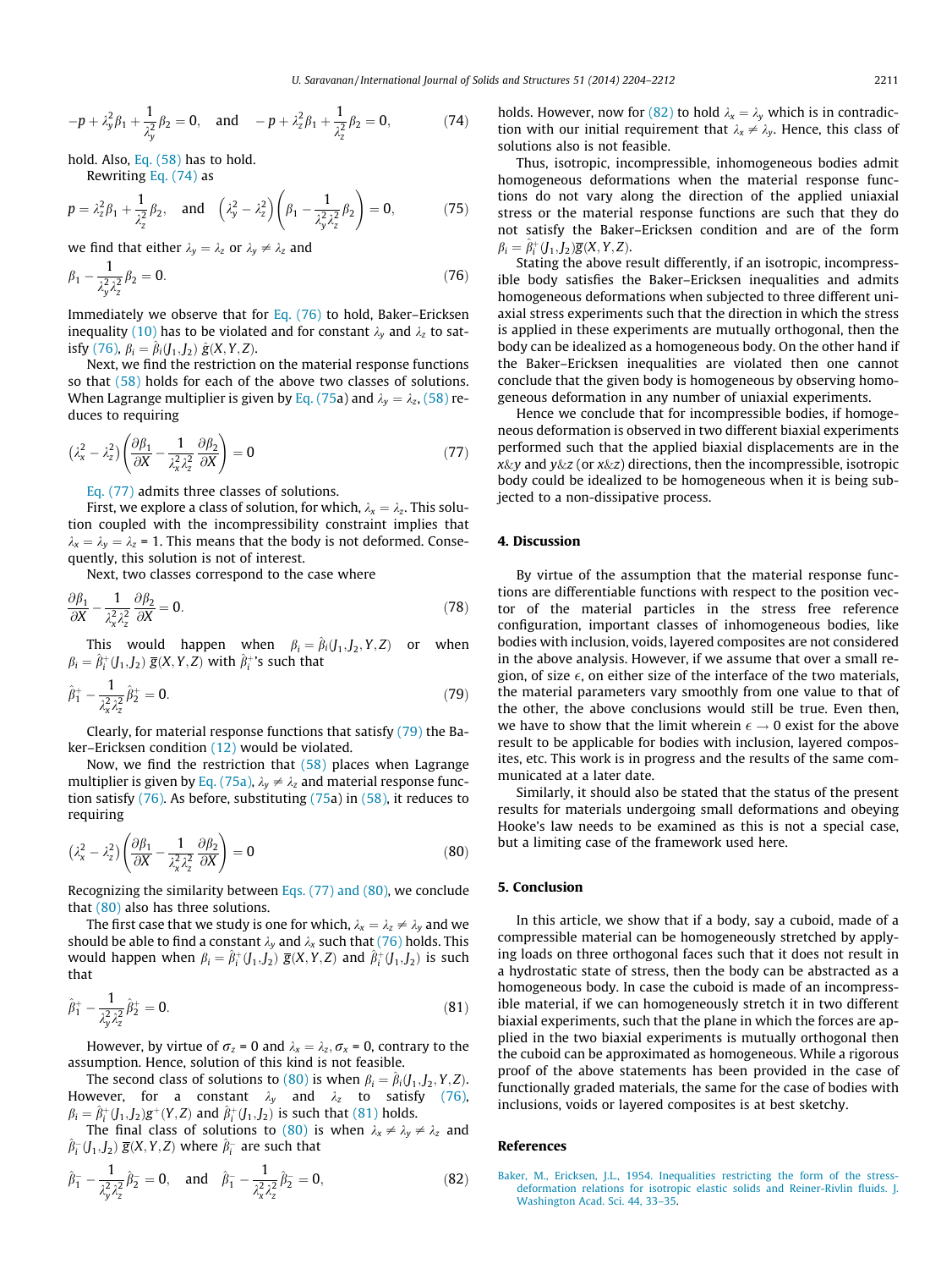$$-p + \lambda_y^2 \beta_1 + \frac{1}{\lambda_y^2}\beta_2 = 0, \quad \text{and} \quad -p + \lambda_z^2 \beta_1 + \frac{1}{\lambda_z^2}\beta_2 = 0, \tag{74}$$

hold. Also, Eq. (58) has to hold.

Rewriting Eq. (74) as

$$p = \lambda_z^2 \beta_1 + \frac{1}{\lambda_z^2}\beta_2, \quad \text{and} \quad \left(\lambda_y^2 - \lambda_z^2\right)\left(\beta_1 - \frac{1}{\lambda_y^2 \lambda_z^2}\beta_2\right) = 0, \tag{75}$$

we find that either $\lambda_y = \lambda_z$ or $\lambda_y \neq \lambda_z$ and

$$\beta_1 - \frac{1}{\lambda_y^2 \lambda_z^2}\beta_2 = 0. \tag{76}$$

Immediately we observe that for Eq. (76) to hold, Baker–Ericksen inequality (10) has to be violated and for constant $\lambda_y$ and $\lambda_z$ to satisfy (76), $\beta_i = \hat{\beta}_i(J_1, J_2)\, \tilde{g}(X, Y, Z)$.

Next, we find the restriction on the material response functions so that (58) holds for each of the above two classes of solutions. When Lagrange multiplier is given by Eq. (75a) and $\lambda_y = \lambda_z$, (58) reduces to requiring

$$\left(\lambda_x^2 - \lambda_z^2\right)\left(\frac{\partial \beta_1}{\partial X} - \frac{1}{\lambda_x^2 \lambda_z^2}\frac{\partial \beta_2}{\partial X}\right) = 0 \tag{77}$$

Eq. (77) admits three classes of solutions.

First, we explore a class of solution, for which, $\lambda_x = \lambda_z$. This solution coupled with the incompressibility constraint implies that $\lambda_x = \lambda_y = \lambda_z = 1$. This means that the body is not deformed. Consequently, this solution is not of interest.

Next, two classes correspond to the case where

$$\frac{\partial \beta_1}{\partial X} - \frac{1}{\lambda_x^2 \lambda_z^2}\frac{\partial \beta_2}{\partial X} = 0. \tag{78}$$

This would happen when $\beta_i = \hat{\beta}_i(J_1, J_2, Y, Z)$ or when $\beta_i = \hat{\beta}_i^+(J_1, J_2)\, \overline{g}(X, Y, Z)$ with $\hat{\beta}_i^+$'s such that

$$\hat{\beta}_1^+ - \frac{1}{\lambda_x^2 \lambda_z^2}\hat{\beta}_2^+ = 0. \tag{79}$$

Clearly, for material response functions that satisfy (79) the Baker–Ericksen condition (12) would be violated.

Now, we find the restriction that (58) places when Lagrange multiplier is given by Eq. (75a), $\lambda_y \neq \lambda_z$ and material response function satisfy (76). As before, substituting (75a) in (58), it reduces to requiring

$$\left(\lambda_x^2 - \lambda_z^2\right)\left(\frac{\partial \beta_1}{\partial X} - \frac{1}{\lambda_x^2 \lambda_z^2}\frac{\partial \beta_2}{\partial X}\right) = 0 \tag{80}$$

Recognizing the similarity between Eqs. (77) and (80), we conclude that (80) also has three solutions.

The first case that we study is one for which, $\lambda_x = \lambda_z \neq \lambda_y$ and we should be able to find a constant $\lambda_y$ and $\lambda_x$ such that (76) holds. This would happen when $\beta_i = \hat{\beta}_i^+(J_1, J_2)\, \overline{g}(X, Y, Z)$ and $\hat{\beta}_i^+(J_1, J_2)$ is such that

$$\hat{\beta}_1^+ - \frac{1}{\lambda_y^2 \lambda_z^2}\hat{\beta}_2^+ = 0. \tag{81}$$

However, by virtue of $\sigma_z = 0$ and $\lambda_x = \lambda_z, \sigma_x = 0$, contrary to the assumption. Hence, solution of this kind is not feasible.

The second class of solutions to (80) is when $\beta_i = \hat{\beta}_i(J_1, J_2, Y, Z)$. However, for a constant $\lambda_y$ and $\lambda_z$ to satisfy (76), $\beta_i = \hat{\beta}_i^+(J_1, J_2) g^+(Y, Z)$ and $\hat{\beta}_i^+(J_1, J_2)$ is such that (81) holds.

The final class of solutions to (80) is when $\lambda_x \neq \lambda_y \neq \lambda_z$ and $\hat{\beta}_i^-(J_1, J_2)\, \overline{g}(X, Y, Z)$ where $\hat{\beta}_i^-$ are such that

$$\hat{\beta}_1^- - \frac{1}{\lambda_y^2 \lambda_z^2}\hat{\beta}_2^- = 0, \quad \text{and} \quad \hat{\beta}_1^- - \frac{1}{\lambda_x^2 \lambda_z^2}\hat{\beta}_2^- = 0, \tag{82}$$

holds. However, now for (82) to hold $\lambda_x = \lambda_y$ which is in contradiction with our initial requirement that $\lambda_x \neq \lambda_y$. Hence, this class of solutions also is not feasible.

Thus, isotropic, incompressible, inhomogeneous bodies admit homogeneous deformations when the material response functions do not vary along the direction of the applied uniaxial stress or the material response functions are such that they do not satisfy the Baker–Ericksen condition and are of the form $\beta_i = \hat{\beta}_i^+(J_1, J_2)\overline{g}(X, Y, Z)$.

Stating the above result differently, if an isotropic, incompressible body satisfies the Baker–Ericksen inequalities and admits homogeneous deformations when subjected to three different uniaxial stress experiments such that the direction in which the stress is applied in these experiments are mutually orthogonal, then the body can be idealized as a homogeneous body. On the other hand if the Baker–Ericksen inequalities are violated then one cannot conclude that the given body is homogeneous by observing homogeneous deformation in any number of uniaxial experiments.

Hence we conclude that for incompressible bodies, if homogeneous deformation is observed in two different biaxial experiments performed such that the applied biaxial displacements are in the $x$&$y$ and $y$&$z$ (or $x$&$z$) directions, then the incompressible, isotropic body could be idealized to be homogeneous when it is being subjected to a non-dissipative process.

## 4. Discussion

By virtue of the assumption that the material response functions are differentiable functions with respect to the position vector of the material particles in the stress free reference configuration, important classes of inhomogeneous bodies, like bodies with inclusion, voids, layered composites are not considered in the above analysis. However, if we assume that over a small region, of size $\epsilon$, on either size of the interface of the two materials, the material parameters vary smoothly from one value to that of the other, the above conclusions would still be true. Even then, we have to show that the limit wherein $\epsilon \to 0$ exist for the above result to be applicable for bodies with inclusion, layered composites, etc. This work is in progress and the results of the same communicated at a later date.

Similarly, it should also be stated that the status of the present results for materials undergoing small deformations and obeying Hooke's law needs to be examined as this is not a special case, but a limiting case of the framework used here.

## 5. Conclusion

In this article, we show that if a body, say a cuboid, made of a compressible material can be homogeneously stretched by applying loads on three orthogonal faces such that it does not result in a hydrostatic state of stress, then the body can be abstracted as a homogeneous body. In case the cuboid is made of an incompressible material, if we can homogeneously stretch it in two different biaxial experiments, such that the plane in which the forces are applied in the two biaxial experiments is mutually orthogonal then the cuboid can be approximated as homogeneous. While a rigorous proof of the above statements has been provided in the case of functionally graded materials, the same for the case of bodies with inclusions, voids or layered composites is at best sketchy.

## References

Baker, M., Ericksen, J.L., 1954. Inequalities restricting the form of the stress-deformation relations for isotropic elastic solids and Reiner-Rivlin fluids. J. Washington Acad. Sci. 44, 33–35.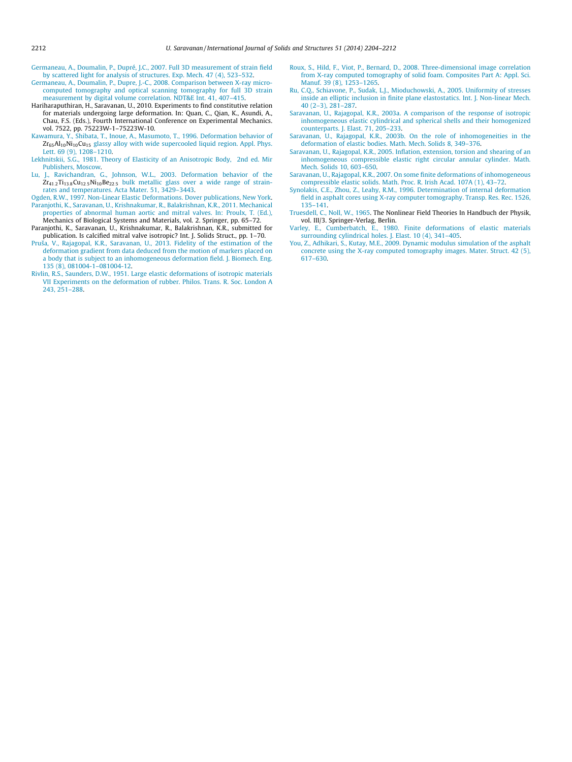Germaneau, A., Doumalin, P., Dupré, J.C., 2007. Full 3D measurement of strain field by scattered light for analysis of structures. Exp. Mech. 47 (4), 523–532.

Germaneau, A., Doumalin, P., Dupre, J.-C., 2008. Comparison between X-ray micro-computed tomography and optical scanning tomography for full 3D strain measurement by digital volume correlation. NDT&E Int. 41, 407–415.

Hariharaputhiran, H., Saravanan, U., 2010. Experiments to find constitutive relation for materials undergoing large deformation. In: Quan, C., Qian, K., Asundi, A., Chau, F.S. (Eds.), Fourth International Conference on Experimental Mechanics. vol. 7522, pp. 75223W-1–75223W-10.

Kawamura, Y., Shibata, T., Inoue, A., Masumoto, T., 1996. Deformation behavior of $Zr_{65}Al_{10}Ni_{10}Cu_{15}$ glassy alloy with wide supercooled liquid region. Appl. Phys. Lett. 69 (9), 1208–1210.

Lekhnitskii, S.G., 1981. Theory of Elasticity of an Anisotropic Body, 2nd ed. Mir Publishers, Moscow.

Lu, J., Ravichandran, G., Johnson, W.L., 2003. Deformation behavior of the $Zr_{41.2}Ti_{13.8}Cu_{12.5}Ni_{10}Be_{22.5}$ bulk metallic glass over a wide range of strain-rates and temperatures. Acta Mater. 51, 3429–3443.

Ogden, R.W., 1997. Non-Linear Elastic Deformations. Dover publications, New York.

Paranjothi, K., Saravanan, U., Krishnakumar, R., Balakrishnan, K.R., 2011. Mechanical properties of abnormal human aortic and mitral valves. In: Proulx, T. (Ed.), Mechanics of Biological Systems and Materials, vol. 2. Springer, pp. 65–72.

Paranjothi, K., Saravanan, U., Krishnakumar, R., Balakrishnan, K.R., submitted for publication. Is calcified mitral valve isotropic? Int. J. Solids Struct., pp. 1–70.

Pruša, V., Rajagopal, K.R., Saravanan, U., 2013. Fidelity of the estimation of the deformation gradient from data deduced from the motion of markers placed on a body that is subject to an inhomogeneous deformation field. J. Biomech. Eng. 135 (8), 081004-1–081004-12.

Rivlin, R.S., Saunders, D.W., 1951. Large elastic deformations of isotropic materials VII Experiments on the deformation of rubber. Philos. Trans. R. Soc. London A 243, 251–288.

Roux, S., Hild, F., Viot, P., Bernard, D., 2008. Three-dimensional image correlation from X-ray computed tomography of solid foam. Composites Part A: Appl. Sci. Manuf. 39 (8), 1253–1265.

Ru, C.Q., Schiavone, P., Sudak, L.J., Mioduchowski, A., 2005. Uniformity of stresses inside an elliptic inclusion in finite plane elastostatics. Int. J. Non-linear Mech. 40 (2–3), 281–287.

Saravanan, U., Rajagopal, K.R., 2003a. A comparison of the response of isotropic inhomogeneous elastic cylindrical and spherical shells and their homogenized counterparts. J. Elast. 71, 205–233.

Saravanan, U., Rajagopal, K.R., 2003b. On the role of inhomogeneities in the deformation of elastic bodies. Math. Mech. Solids 8, 349–376.

Saravanan, U., Rajagopal, K.R., 2005. Inflation, extension, torsion and shearing of an inhomogeneous compressible elastic right circular annular cylinder. Math. Mech. Solids 10, 603–650.

Saravanan, U., Rajagopal, K.R., 2007. On some finite deformations of inhomogeneous compressible elastic solids. Math. Proc. R. Irish Acad. 107A (1), 43–72.

Synolakis, C.E., Zhou, Z., Leahy, R.M., 1996. Determination of internal deformation field in asphalt cores using X-ray computer tomography. Transp. Res. Rec. 1526, 135–141.

Truesdell, C., Noll, W., 1965. The Nonlinear Field Theories In Handbuch der Physik, vol. III/3. Springer-Verlag, Berlin.

Varley, E., Cumberbatch, E., 1980. Finite deformations of elastic materials surrounding cylindrical holes. J. Elast. 10 (4), 341–405.

You, Z., Adhikari, S., Kutay, M.E., 2009. Dynamic modulus simulation of the asphalt concrete using the X-ray computed tomography images. Mater. Struct. 42 (5), 617–630.